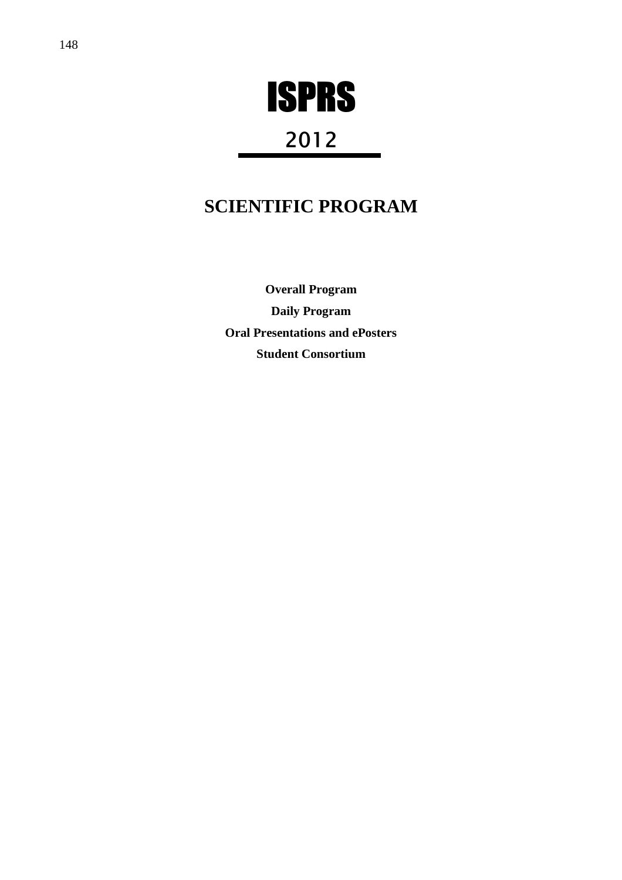# ISPRS

## 2012

# SCIENTIFIC PROGRAM

**Overall Program**

**Daily Program**

**Oral Presentations and ePosters**

**Student Consortium**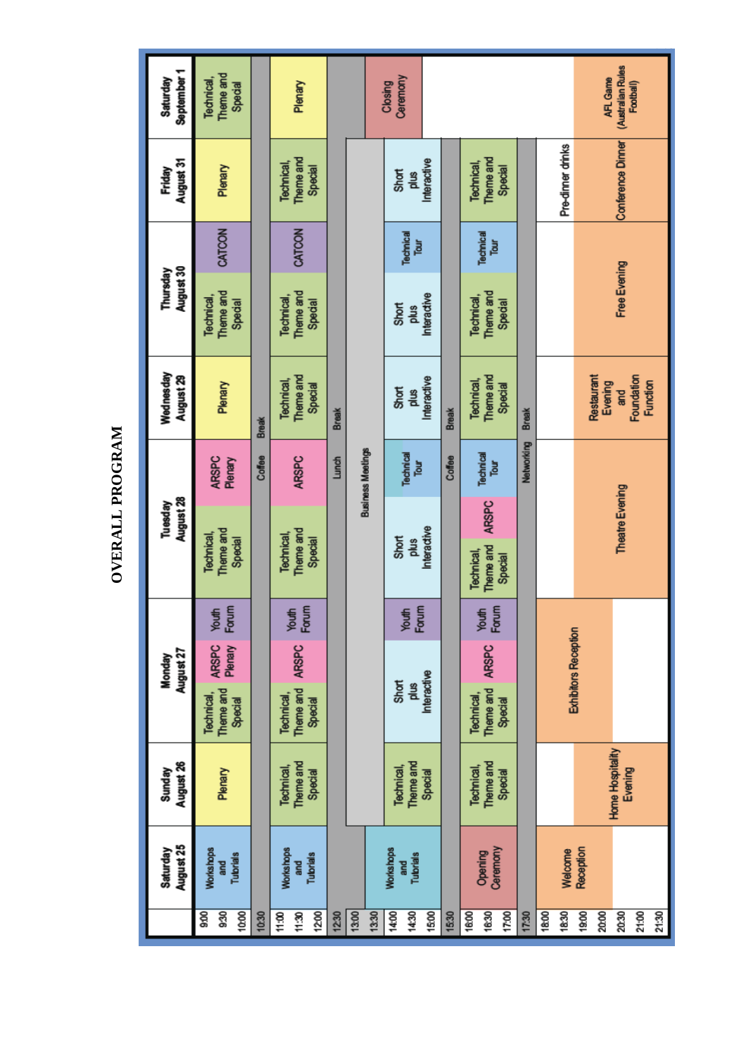# OVERALL PROGRAM

| Time | Saturday August 25 | Sunday August 26 | Monday August 27 | | | Tuesday August 28 | | Wednesday August 29 | Thursday August 30 | | Friday August 31 | Saturday September 1 |
|---|---|---|---|---|---|---|---|---|---|---|---|---|
| 9:00–10:30 | Workshops and Tutorials | Plenary | Technical, Theme and Special | ARSPC Plenary | Youth Forum | Technical, Theme and Special | ARSPC Plenary | Plenary | Technical, Theme and Special | CATCON | Plenary | Technical, Theme and Special |
| 10:30 | | Coffee Break | | | | | | | | | | |
| 11:00–12:30 | Workshops and Tutorials | Technical, Theme and Special | Technical, Theme and Special | ARSPC | Youth Forum | Technical, Theme and Special | ARSPC | Technical, Theme and Special | Technical, Theme and Special | CATCON | Technical, Theme and Special | Plenary |
| 12:30 | | Lunch Break | | | | | | | | | | |
| 13:00 | | Business Meetings | | | | | | | | | | |
| 13:30 | Workshops and Tutorials | Business Meetings | | | | | | | | | | Closing Ceremony |
| 14:00–15:30 | Workshops and Tutorials | Technical, Theme and Special | Short plus Interactive | | Youth Forum | Short plus Interactive | Technical Tour | Short plus Interactive | Short plus Interactive | Technical Tour | Short plus Interactive | |
| 15:30 | | Coffee Break | | | | | | | | | | |
| 16:00–17:30 | Opening Ceremony | Technical, Theme and Special | Technical, Theme and Special | ARSPC | Youth Forum | Technical, Theme and Special | ARSPC / Technical Tour | Technical, Theme and Special | Technical, Theme and Special | Technical Tour | Technical, Theme and Special | |
| 17:30 | | Networking Break | | | | | | | | | | |
| 18:00–19:30 | Welcome Reception | | Exhibitors Reception | | | | | | | | Pre-dinner drinks | |
| 20:00–21:30 | | Home Hospitality Evening | Exhibitors Reception | | | Theatre Evening | | Restaurant Evening and Foundation Function | Free Evening | | Conference Dinner | AFL Game (Australian Rules Football) |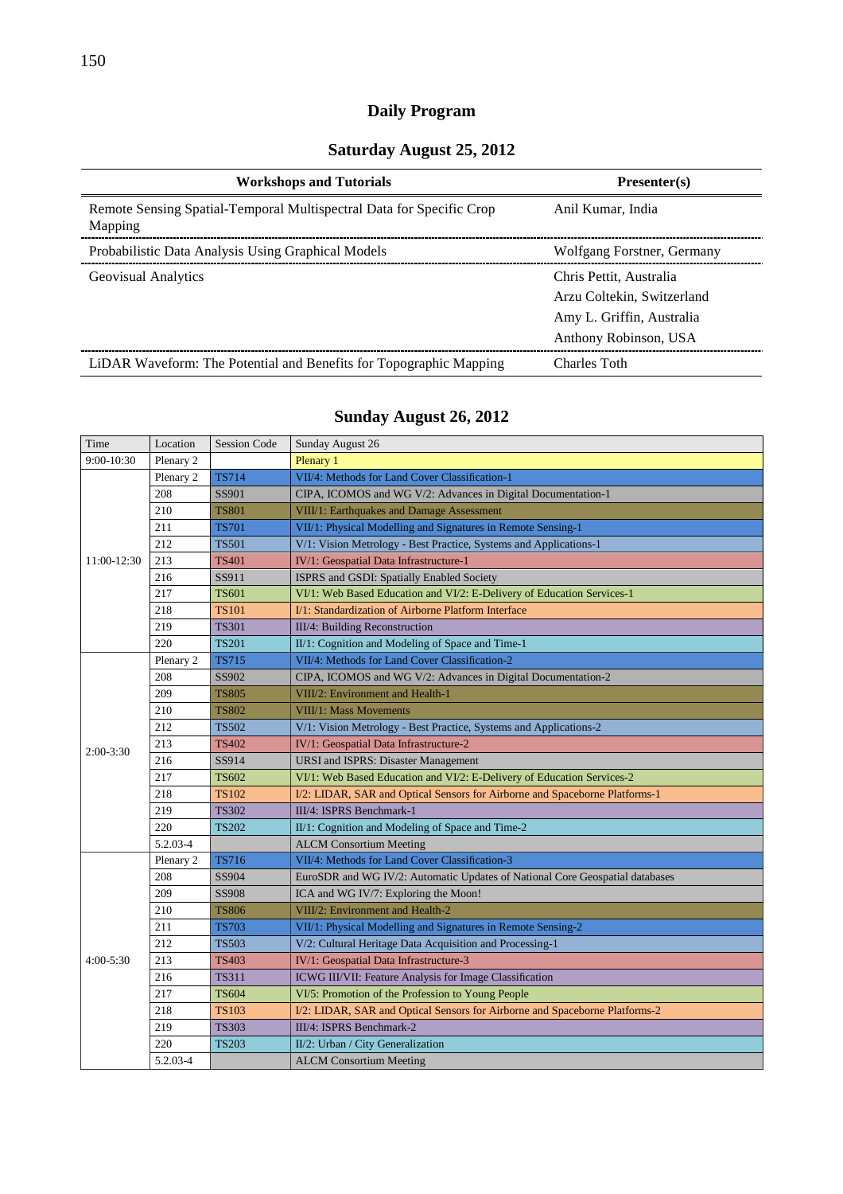# Daily Program

## Saturday August 25, 2012

| Workshops and Tutorials | Presenter(s) |
|---|---|
| Remote Sensing Spatial-Temporal Multispectral Data for Specific Crop Mapping | Anil Kumar, India |
| Probabilistic Data Analysis Using Graphical Models | Wolfgang Forstner, Germany |
| Geovisual Analytics | Chris Pettit, Australia<br>Arzu Coltekin, Switzerland<br>Amy L. Griffin, Australia<br>Anthony Robinson, USA |
| LiDAR Waveform: The Potential and Benefits for Topographic Mapping | Charles Toth |

## Sunday August 26, 2012

| Time | Location | Session Code | Sunday August 26 |
|---|---|---|---|
| 9:00-10:30 | Plenary 2 | | Plenary 1 |
| 11:00-12:30 | Plenary 2 | TS714 | VII/4: Methods for Land Cover Classification-1 |
| | 208 | SS901 | CIPA, ICOMOS and WG V/2: Advances in Digital Documentation-1 |
| | 210 | TS801 | VIII/1: Earthquakes and Damage Assessment |
| | 211 | TS701 | VII/1: Physical Modelling and Signatures in Remote Sensing-1 |
| | 212 | TS501 | V/1: Vision Metrology - Best Practice, Systems and Applications-1 |
| | 213 | TS401 | IV/1: Geospatial Data Infrastructure-1 |
| | 216 | SS911 | ISPRS and GSDI: Spatially Enabled Society |
| | 217 | TS601 | VI/1: Web Based Education and VI/2: E-Delivery of Education Services-1 |
| | 218 | TS101 | I/1: Standardization of Airborne Platform Interface |
| | 219 | TS301 | III/4: Building Reconstruction |
| | 220 | TS201 | II/1: Cognition and Modeling of Space and Time-1 |
| 2:00-3:30 | Plenary 2 | TS715 | VII/4: Methods for Land Cover Classification-2 |
| | 208 | SS902 | CIPA, ICOMOS and WG V/2: Advances in Digital Documentation-2 |
| | 209 | TS805 | VIII/2: Environment and Health-1 |
| | 210 | TS802 | VIII/1: Mass Movements |
| | 212 | TS502 | V/1: Vision Metrology - Best Practice, Systems and Applications-2 |
| | 213 | TS402 | IV/1: Geospatial Data Infrastructure-2 |
| | 216 | SS914 | URSI and ISPRS: Disaster Management |
| | 217 | TS602 | VI/1: Web Based Education and VI/2: E-Delivery of Education Services-2 |
| | 218 | TS102 | I/2: LIDAR, SAR and Optical Sensors for Airborne and Spaceborne Platforms-1 |
| | 219 | TS302 | III/4: ISPRS Benchmark-1 |
| | 220 | TS202 | II/1: Cognition and Modeling of Space and Time-2 |
| | 5.2.03-4 | | ALCM Consortium Meeting |
| 4:00-5:30 | Plenary 2 | TS716 | VII/4: Methods for Land Cover Classification-3 |
| | 208 | SS904 | EuroSDR and WG IV/2: Automatic Updates of National Core Geospatial databases |
| | 209 | SS908 | ICA and WG IV/7: Exploring the Moon! |
| | 210 | TS806 | VIII/2: Environment and Health-2 |
| | 211 | TS703 | VII/1: Physical Modelling and Signatures in Remote Sensing-2 |
| | 212 | TS503 | V/2: Cultural Heritage Data Acquisition and Processing-1 |
| | 213 | TS403 | IV/1: Geospatial Data Infrastructure-3 |
| | 216 | TS311 | ICWG III/VII: Feature Analysis for Image Classification |
| | 217 | TS604 | VI/5: Promotion of the Profession to Young People |
| | 218 | TS103 | I/2: LIDAR, SAR and Optical Sensors for Airborne and Spaceborne Platforms-2 |
| | 219 | TS303 | III/4: ISPRS Benchmark-2 |
| | 220 | TS203 | II/2: Urban / City Generalization |
| | 5.2.03-4 | | ALCM Consortium Meeting |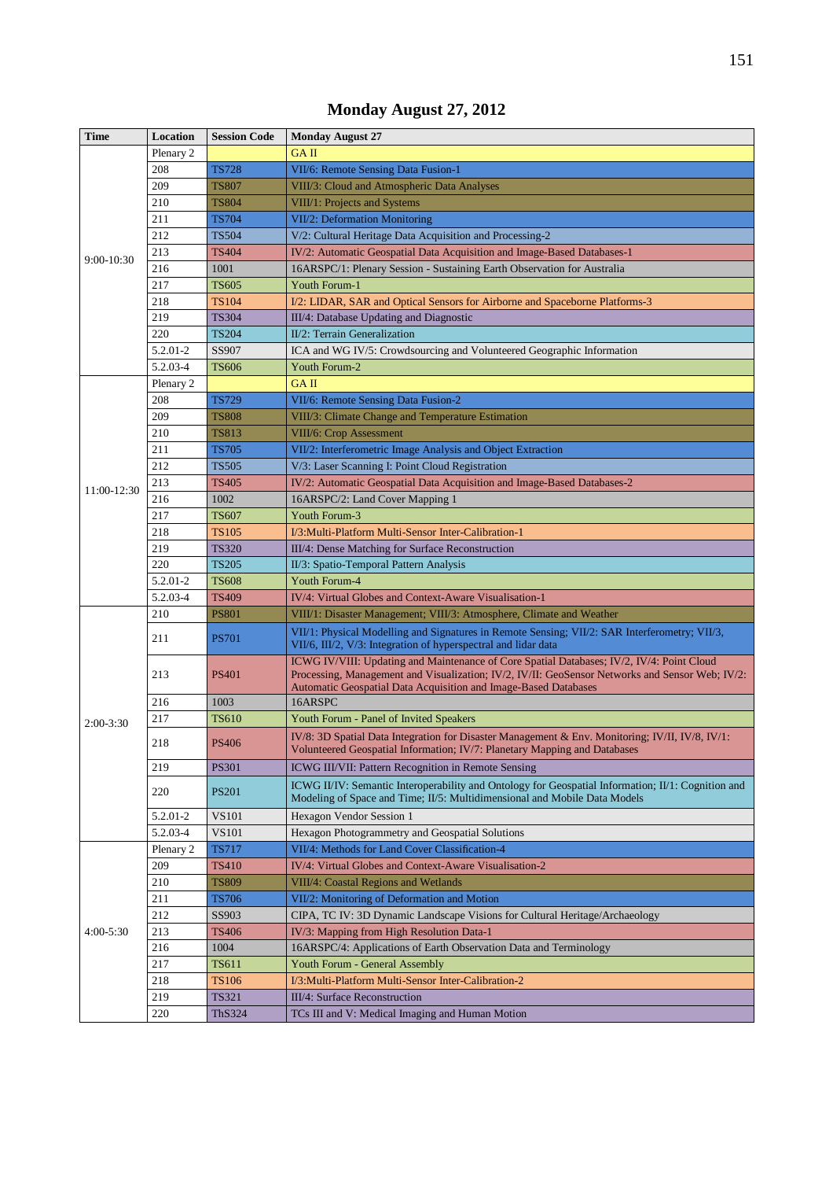# Monday August 27, 2012

| Time | Location | Session Code | Monday August 27 |
|---|---|---|---|
| 9:00-10:30 | Plenary 2 | | GA II |
| | 208 | TS728 | VII/6: Remote Sensing Data Fusion-1 |
| | 209 | TS807 | VIII/3: Cloud and Atmospheric Data Analyses |
| | 210 | TS804 | VIII/1: Projects and Systems |
| | 211 | TS704 | VII/2: Deformation Monitoring |
| | 212 | TS504 | V/2: Cultural Heritage Data Acquisition and Processing-2 |
| | 213 | TS404 | IV/2: Automatic Geospatial Data Acquisition and Image-Based Databases-1 |
| | 216 | 1001 | 16ARSPC/1: Plenary Session - Sustaining Earth Observation for Australia |
| | 217 | TS605 | Youth Forum-1 |
| | 218 | TS104 | I/2: LIDAR, SAR and Optical Sensors for Airborne and Spaceborne Platforms-3 |
| | 219 | TS304 | III/4: Database Updating and Diagnostic |
| | 220 | TS204 | II/2: Terrain Generalization |
| | 5.2.01-2 | SS907 | ICA and WG IV/5: Crowdsourcing and Volunteered Geographic Information |
| | 5.2.03-4 | TS606 | Youth Forum-2 |
| 11:00-12:30 | Plenary 2 | | GA II |
| | 208 | TS729 | VII/6: Remote Sensing Data Fusion-2 |
| | 209 | TS808 | VIII/3: Climate Change and Temperature Estimation |
| | 210 | TS813 | VIII/6: Crop Assessment |
| | 211 | TS705 | VII/2: Interferometric Image Analysis and Object Extraction |
| | 212 | TS505 | V/3: Laser Scanning I: Point Cloud Registration |
| | 213 | TS405 | IV/2: Automatic Geospatial Data Acquisition and Image-Based Databases-2 |
| | 216 | 1002 | 16ARSPC/2: Land Cover Mapping 1 |
| | 217 | TS607 | Youth Forum-3 |
| | 218 | TS105 | I/3:Multi-Platform Multi-Sensor Inter-Calibration-1 |
| | 219 | TS320 | III/4: Dense Matching for Surface Reconstruction |
| | 220 | TS205 | II/3: Spatio-Temporal Pattern Analysis |
| | 5.2.01-2 | TS608 | Youth Forum-4 |
| | 5.2.03-4 | TS409 | IV/4: Virtual Globes and Context-Aware Visualisation-1 |
| 2:00-3:30 | 210 | PS801 | VIII/1: Disaster Management; VIII/3: Atmosphere, Climate and Weather |
| | 211 | PS701 | VII/1: Physical Modelling and Signatures in Remote Sensing; VII/2: SAR Interferometry; VII/3, VII/6, III/2, V/3: Integration of hyperspectral and lidar data |
| | 213 | PS401 | ICWG IV/VIII: Updating and Maintenance of Core Spatial Databases; IV/2, IV/4: Point Cloud Processing, Management and Visualization; IV/2, IV/II: GeoSensor Networks and Sensor Web; IV/2: Automatic Geospatial Data Acquisition and Image-Based Databases |
| | 216 | 1003 | 16ARSPC |
| | 217 | TS610 | Youth Forum - Panel of Invited Speakers |
| | 218 | PS406 | IV/8: 3D Spatial Data Integration for Disaster Management & Env. Monitoring; IV/II, IV/8, IV/1: Volunteered Geospatial Information; IV/7: Planetary Mapping and Databases |
| | 219 | PS301 | ICWG III/VII: Pattern Recognition in Remote Sensing |
| | 220 | PS201 | ICWG II/IV: Semantic Interoperability and Ontology for Geospatial Information; II/1: Cognition and Modeling of Space and Time; II/5: Multidimensional and Mobile Data Models |
| | 5.2.01-2 | VS101 | Hexagon Vendor Session 1 |
| | 5.2.03-4 | VS101 | Hexagon Photogrammetry and Geospatial Solutions |
| 4:00-5:30 | Plenary 2 | TS717 | VII/4: Methods for Land Cover Classification-4 |
| | 209 | TS410 | IV/4: Virtual Globes and Context-Aware Visualisation-2 |
| | 210 | TS809 | VIII/4: Coastal Regions and Wetlands |
| | 211 | TS706 | VII/2: Monitoring of Deformation and Motion |
| | 212 | SS903 | CIPA, TC IV: 3D Dynamic Landscape Visions for Cultural Heritage/Archaeology |
| | 213 | TS406 | IV/3: Mapping from High Resolution Data-1 |
| | 216 | 1004 | 16ARSPC/4: Applications of Earth Observation Data and Terminology |
| | 217 | TS611 | Youth Forum - General Assembly |
| | 218 | TS106 | I/3:Multi-Platform Multi-Sensor Inter-Calibration-2 |
| | 219 | TS321 | III/4: Surface Reconstruction |
| | 220 | ThS324 | TCs III and V: Medical Imaging and Human Motion |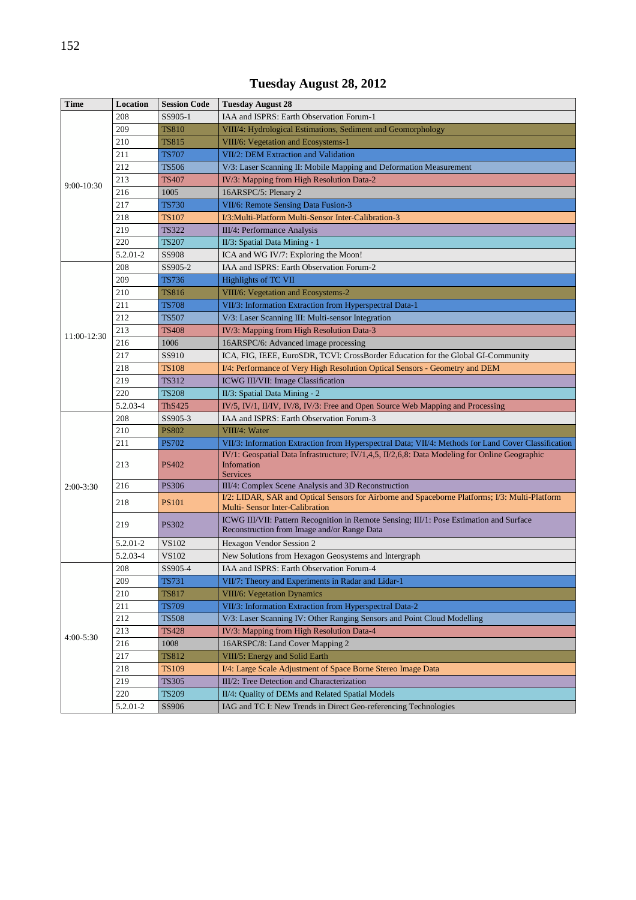# Tuesday August 28, 2012

| Time | Location | Session Code | Tuesday August 28 |
|---|---|---|---|
| 9:00-10:30 | 208 | SS905-1 | IAA and ISPRS: Earth Observation Forum-1 |
| | 209 | TS810 | VIII/4: Hydrological Estimations, Sediment and Geomorphology |
| | 210 | TS815 | VIII/6: Vegetation and Ecosystems-1 |
| | 211 | TS707 | VII/2: DEM Extraction and Validation |
| | 212 | TS506 | V/3: Laser Scanning II: Mobile Mapping and Deformation Measurement |
| | 213 | TS407 | IV/3: Mapping from High Resolution Data-2 |
| | 216 | 1005 | 16ARSPC/5: Plenary 2 |
| | 217 | TS730 | VII/6: Remote Sensing Data Fusion-3 |
| | 218 | TS107 | I/3:Multi-Platform Multi-Sensor Inter-Calibration-3 |
| | 219 | TS322 | III/4: Performance Analysis |
| | 220 | TS207 | II/3: Spatial Data Mining - 1 |
| | 5.2.01-2 | SS908 | ICA and WG IV/7: Exploring the Moon! |
| 11:00-12:30 | 208 | SS905-2 | IAA and ISPRS: Earth Observation Forum-2 |
| | 209 | TS736 | Highlights of TC VII |
| | 210 | TS816 | VIII/6: Vegetation and Ecosystems-2 |
| | 211 | TS708 | VII/3: Information Extraction from Hyperspectral Data-1 |
| | 212 | TS507 | V/3: Laser Scanning III: Multi-sensor Integration |
| | 213 | TS408 | IV/3: Mapping from High Resolution Data-3 |
| | 216 | 1006 | 16ARSPC/6: Advanced image processing |
| | 217 | SS910 | ICA, FIG, IEEE, EuroSDR, TCVI: CrossBorder Education for the Global GI-Community |
| | 218 | TS108 | I/4: Performance of Very High Resolution Optical Sensors - Geometry and DEM |
| | 219 | TS312 | ICWG III/VII: Image Classification |
| | 220 | TS208 | II/3: Spatial Data Mining - 2 |
| | 5.2.03-4 | ThS425 | IV/5, IV/1, II/IV, IV/8, IV/3: Free and Open Source Web Mapping and Processing |
| 2:00-3:30 | 208 | SS905-3 | IAA and ISPRS: Earth Observation Forum-3 |
| | 210 | PS802 | VIII/4: Water |
| | 211 | PS702 | VII/3: Information Extraction from Hyperspectral Data; VII/4: Methods for Land Cover Classification |
| | 213 | PS402 | IV/1: Geospatial Data Infrastructure; IV/1,4,5, II/2,6,8: Data Modeling for Online Geographic Infomation Services |
| | 216 | PS306 | III/4: Complex Scene Analysis and 3D Reconstruction |
| | 218 | PS101 | I/2: LIDAR, SAR and Optical Sensors for Airborne and Spaceborne Platforms; I/3: Multi-Platform Multi- Sensor Inter-Calibration |
| | 219 | PS302 | ICWG III/VII: Pattern Recognition in Remote Sensing; III/1: Pose Estimation and Surface Reconstruction from Image and/or Range Data |
| | 5.2.01-2 | VS102 | Hexagon Vendor Session 2 |
| | 5.2.03-4 | VS102 | New Solutions from Hexagon Geosystems and Intergraph |
| 4:00-5:30 | 208 | SS905-4 | IAA and ISPRS: Earth Observation Forum-4 |
| | 209 | TS731 | VII/7: Theory and Experiments in Radar and Lidar-1 |
| | 210 | TS817 | VIII/6: Vegetation Dynamics |
| | 211 | TS709 | VII/3: Information Extraction from Hyperspectral Data-2 |
| | 212 | TS508 | V/3: Laser Scanning IV: Other Ranging Sensors and Point Cloud Modelling |
| | 213 | TS428 | IV/3: Mapping from High Resolution Data-4 |
| | 216 | 1008 | 16ARSPC/8: Land Cover Mapping 2 |
| | 217 | TS812 | VIII/5: Energy and Solid Earth |
| | 218 | TS109 | I/4: Large Scale Adjustment of Space Borne Stereo Image Data |
| | 219 | TS305 | III/2: Tree Detection and Characterization |
| | 220 | TS209 | II/4: Quality of DEMs and Related Spatial Models |
| | 5.2.01-2 | SS906 | IAG and TC I: New Trends in Direct Geo-referencing Technologies |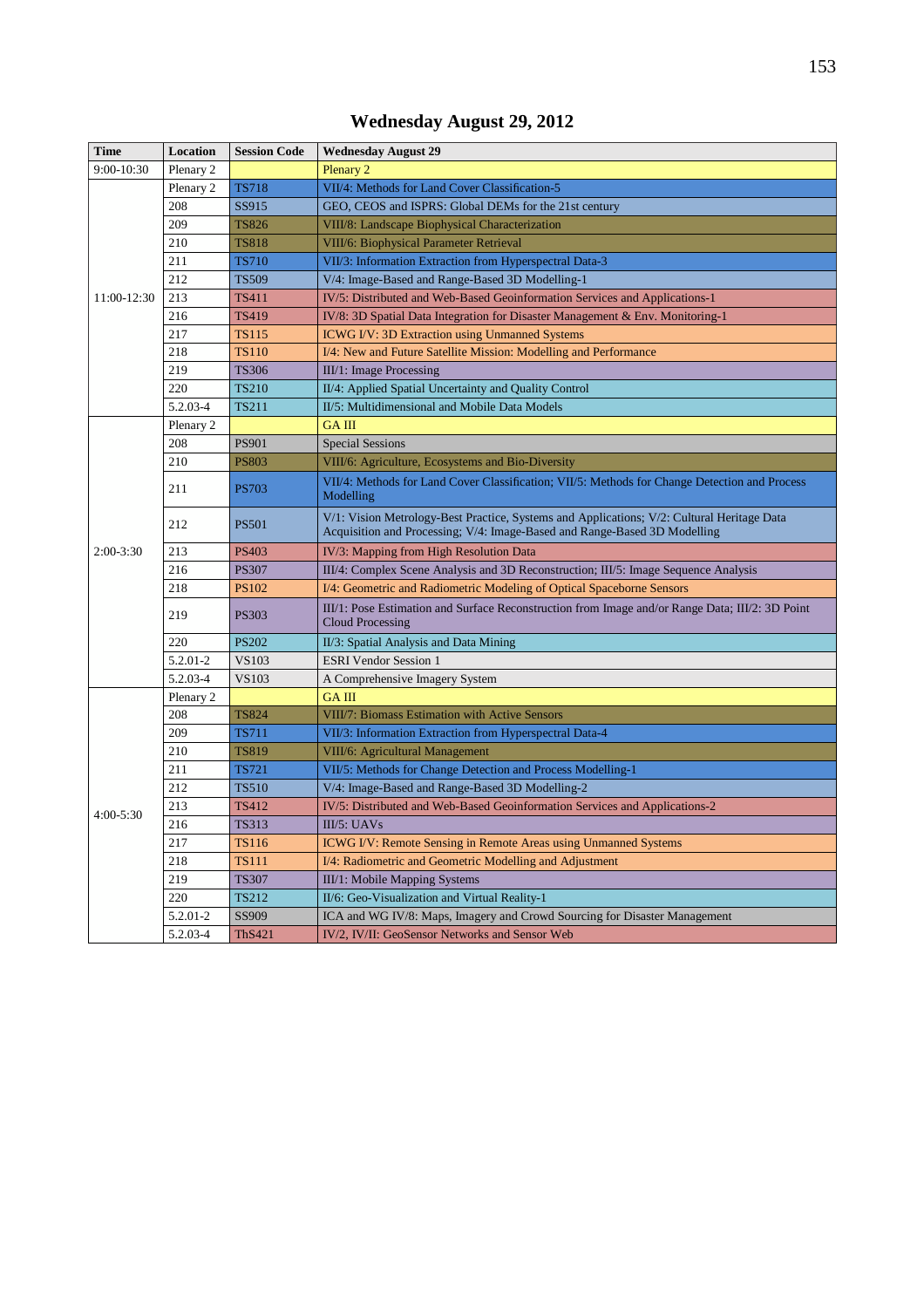# Wednesday August 29, 2012

| Time | Location | Session Code | Wednesday August 29 |
|---|---|---|---|
| 9:00-10:30 | Plenary 2 | | Plenary 2 |
| 11:00-12:30 | Plenary 2 | TS718 | VII/4: Methods for Land Cover Classification-5 |
| | 208 | SS915 | GEO, CEOS and ISPRS: Global DEMs for the 21st century |
| | 209 | TS826 | VIII/8: Landscape Biophysical Characterization |
| | 210 | TS818 | VIII/6: Biophysical Parameter Retrieval |
| | 211 | TS710 | VII/3: Information Extraction from Hyperspectral Data-3 |
| | 212 | TS509 | V/4: Image-Based and Range-Based 3D Modelling-1 |
| | 213 | TS411 | IV/5: Distributed and Web-Based Geoinformation Services and Applications-1 |
| | 216 | TS419 | IV/8: 3D Spatial Data Integration for Disaster Management & Env. Monitoring-1 |
| | 217 | TS115 | ICWG I/V: 3D Extraction using Unmanned Systems |
| | 218 | TS110 | I/4: New and Future Satellite Mission: Modelling and Performance |
| | 219 | TS306 | III/1: Image Processing |
| | 220 | TS210 | II/4: Applied Spatial Uncertainty and Quality Control |
| | 5.2.03-4 | TS211 | II/5: Multidimensional and Mobile Data Models |
| 2:00-3:30 | Plenary 2 | | GA III |
| | 208 | PS901 | Special Sessions |
| | 210 | PS803 | VIII/6: Agriculture, Ecosystems and Bio-Diversity |
| | 211 | PS703 | VII/4: Methods for Land Cover Classification; VII/5: Methods for Change Detection and Process Modelling |
| | 212 | PS501 | V/1: Vision Metrology-Best Practice, Systems and Applications; V/2: Cultural Heritage Data Acquisition and Processing; V/4: Image-Based and Range-Based 3D Modelling |
| | 213 | PS403 | IV/3: Mapping from High Resolution Data |
| | 216 | PS307 | III/4: Complex Scene Analysis and 3D Reconstruction; III/5: Image Sequence Analysis |
| | 218 | PS102 | I/4: Geometric and Radiometric Modeling of Optical Spaceborne Sensors |
| | 219 | PS303 | III/1: Pose Estimation and Surface Reconstruction from Image and/or Range Data; III/2: 3D Point Cloud Processing |
| | 220 | PS202 | II/3: Spatial Analysis and Data Mining |
| | 5.2.01-2 | VS103 | ESRI Vendor Session 1 |
| | 5.2.03-4 | VS103 | A Comprehensive Imagery System |
| 4:00-5:30 | Plenary 2 | | GA III |
| | 208 | TS824 | VIII/7: Biomass Estimation with Active Sensors |
| | 209 | TS711 | VII/3: Information Extraction from Hyperspectral Data-4 |
| | 210 | TS819 | VIII/6: Agricultural Management |
| | 211 | TS721 | VII/5: Methods for Change Detection and Process Modelling-1 |
| | 212 | TS510 | V/4: Image-Based and Range-Based 3D Modelling-2 |
| | 213 | TS412 | IV/5: Distributed and Web-Based Geoinformation Services and Applications-2 |
| | 216 | TS313 | III/5: UAVs |
| | 217 | TS116 | ICWG I/V: Remote Sensing in Remote Areas using Unmanned Systems |
| | 218 | TS111 | I/4: Radiometric and Geometric Modelling and Adjustment |
| | 219 | TS307 | III/1: Mobile Mapping Systems |
| | 220 | TS212 | II/6: Geo-Visualization and Virtual Reality-1 |
| | 5.2.01-2 | SS909 | ICA and WG IV/8: Maps, Imagery and Crowd Sourcing for Disaster Management |
| | 5.2.03-4 | ThS421 | IV/2, IV/II: GeoSensor Networks and Sensor Web |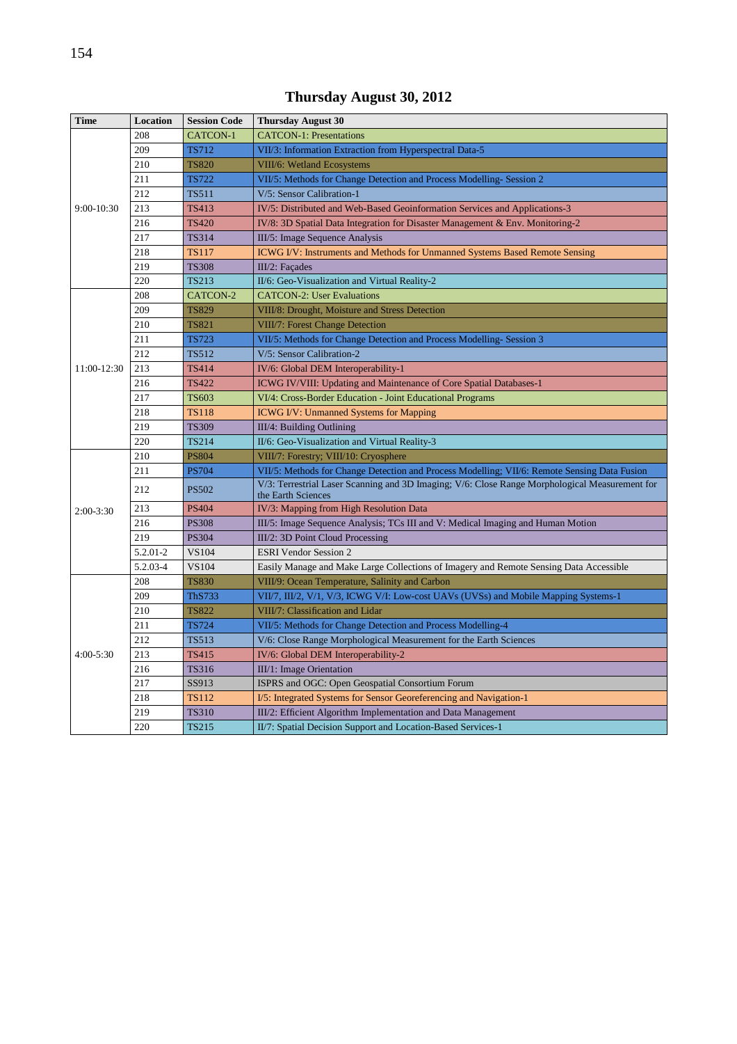# Thursday August 30, 2012

| Time | Location | Session Code | Thursday August 30 |
|---|---|---|---|
| 9:00-10:30 | 208 | CATCON-1 | CATCON-1: Presentations |
| | 209 | TS712 | VII/3: Information Extraction from Hyperspectral Data-5 |
| | 210 | TS820 | VIII/6: Wetland Ecosystems |
| | 211 | TS722 | VII/5: Methods for Change Detection and Process Modelling- Session 2 |
| | 212 | TS511 | V/5: Sensor Calibration-1 |
| | 213 | TS413 | IV/5: Distributed and Web-Based Geoinformation Services and Applications-3 |
| | 216 | TS420 | IV/8: 3D Spatial Data Integration for Disaster Management & Env. Monitoring-2 |
| | 217 | TS314 | III/5: Image Sequence Analysis |
| | 218 | TS117 | ICWG I/V: Instruments and Methods for Unmanned Systems Based Remote Sensing |
| | 219 | TS308 | III/2: Façades |
| | 220 | TS213 | II/6: Geo-Visualization and Virtual Reality-2 |
| 11:00-12:30 | 208 | CATCON-2 | CATCON-2: User Evaluations |
| | 209 | TS829 | VIII/8: Drought, Moisture and Stress Detection |
| | 210 | TS821 | VIII/7: Forest Change Detection |
| | 211 | TS723 | VII/5: Methods for Change Detection and Process Modelling- Session 3 |
| | 212 | TS512 | V/5: Sensor Calibration-2 |
| | 213 | TS414 | IV/6: Global DEM Interoperability-1 |
| | 216 | TS422 | ICWG IV/VIII: Updating and Maintenance of Core Spatial Databases-1 |
| | 217 | TS603 | VI/4: Cross-Border Education - Joint Educational Programs |
| | 218 | TS118 | ICWG I/V: Unmanned Systems for Mapping |
| | 219 | TS309 | III/4: Building Outlining |
| | 220 | TS214 | II/6: Geo-Visualization and Virtual Reality-3 |
| 2:00-3:30 | 210 | PS804 | VIII/7: Forestry; VIII/10: Cryosphere |
| | 211 | PS704 | VII/5: Methods for Change Detection and Process Modelling; VII/6: Remote Sensing Data Fusion |
| | 212 | PS502 | V/3: Terrestrial Laser Scanning and 3D Imaging; V/6: Close Range Morphological Measurement for the Earth Sciences |
| | 213 | PS404 | IV/3: Mapping from High Resolution Data |
| | 216 | PS308 | III/5: Image Sequence Analysis; TCs III and V: Medical Imaging and Human Motion |
| | 219 | PS304 | III/2: 3D Point Cloud Processing |
| | 5.2.01-2 | VS104 | ESRI Vendor Session 2 |
| | 5.2.03-4 | VS104 | Easily Manage and Make Large Collections of Imagery and Remote Sensing Data Accessible |
| 4:00-5:30 | 208 | TS830 | VIII/9: Ocean Temperature, Salinity and Carbon |
| | 209 | ThS733 | VII/7, III/2, V/1, V/3, ICWG V/I: Low-cost UAVs (UVSs) and Mobile Mapping Systems-1 |
| | 210 | TS822 | VIII/7: Classification and Lidar |
| | 211 | TS724 | VII/5: Methods for Change Detection and Process Modelling-4 |
| | 212 | TS513 | V/6: Close Range Morphological Measurement for the Earth Sciences |
| | 213 | TS415 | IV/6: Global DEM Interoperability-2 |
| | 216 | TS316 | III/1: Image Orientation |
| | 217 | SS913 | ISPRS and OGC: Open Geospatial Consortium Forum |
| | 218 | TS112 | I/5: Integrated Systems for Sensor Georeferencing and Navigation-1 |
| | 219 | TS310 | III/2: Efficient Algorithm Implementation and Data Management |
| | 220 | TS215 | II/7: Spatial Decision Support and Location-Based Services-1 |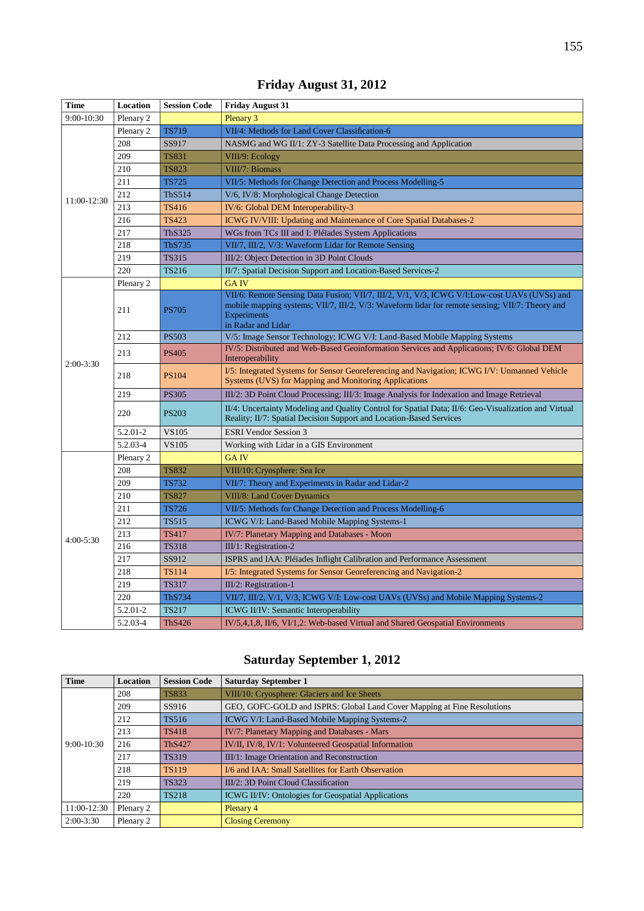## Friday August 31, 2012

| Time | Location | Session Code | Friday August 31 |
|---|---|---|---|
| 9:00-10:30 | Plenary 2 | | Plenary 3 |
| 11:00-12:30 | Plenary 2 | TS719 | VII/4: Methods for Land Cover Classification-6 |
| | 208 | SS917 | NASMG and WG II/1: ZY-3 Satellite Data Processing and Application |
| | 209 | TS831 | VIII/9: Ecology |
| | 210 | TS823 | VIII/7: Biomass |
| | 211 | TS725 | VII/5: Methods for Change Detection and Process Modelling-5 |
| | 212 | ThS514 | V/6, IV/8: Morphological Change Detection |
| | 213 | TS416 | IV/6: Global DEM Interoperability-3 |
| | 216 | TS423 | ICWG IV/VIII: Updating and Maintenance of Core Spatial Databases-2 |
| | 217 | ThS325 | WGs from TCs III and I: Pléiades System Applications |
| | 218 | ThS735 | VII/7, III/2, V/3: Waveform Lidar for Remote Sensing |
| | 219 | TS315 | III/2: Object Detection in 3D Point Clouds |
| | 220 | TS216 | II/7: Spatial Decision Support and Location-Based Services-2 |
| 2:00-3:30 | Plenary 2 | | GA IV |
| | 211 | PS705 | VII/6: Remote Sensing Data Fusion; VII/7, III/2, V/1, V/3, ICWG V/I:Low-cost UAVs (UVSs) and mobile mapping systems; VII/7, III/2, V/3: Waveform lidar for remote sensing; VII/7: Theory and Experiments in Radar and Lidar |
| | 212 | PS503 | V/5: Image Sensor Technology; ICWG V/I: Land-Based Mobile Mapping Systems |
| | 213 | PS405 | IV/5: Distributed and Web-Based Geoinformation Services and Applications; IV/6: Global DEM Interoperability |
| | 218 | PS104 | I/5: Integrated Systems for Sensor Georeferencing and Navigation; ICWG I/V: Unmanned Vehicle Systems (UVS) for Mapping and Monitoring Applications |
| | 219 | PS305 | III/2: 3D Point Cloud Processing; III/3: Image Analysis for Indexation and Image Retrieval |
| | 220 | PS203 | II/4: Uncertainty Modeling and Quality Control for Spatial Data; II/6: Geo-Visualization and Virtual Reality; II/7: Spatial Decision Support and Location-Based Services |
| | 5.2.01-2 | VS105 | ESRI Vendor Session 3 |
| | 5.2.03-4 | VS105 | Working with Lidar in a GIS Environment |
| 4:00-5:30 | Plenary 2 | | GA IV |
| | 208 | TS832 | VIII/10: Cryosphere: Sea Ice |
| | 209 | TS732 | VII/7: Theory and Experiments in Radar and Lidar-2 |
| | 210 | TS827 | VIII/8: Land Cover Dynamics |
| | 211 | TS726 | VII/5: Methods for Change Detection and Process Modelling-6 |
| | 212 | TS515 | ICWG V/I: Land-Based Mobile Mapping Systems-1 |
| | 213 | TS417 | IV/7: Planetary Mapping and Databases - Moon |
| | 216 | TS318 | III/1: Registration-2 |
| | 217 | SS912 | ISPRS and IAA: Pléiades Inflight Calibration and Performance Assessment |
| | 218 | TS114 | I/5: Integrated Systems for Sensor Georeferencing and Navigation-2 |
| | 219 | TS317 | III/2: Registration-1 |
| | 220 | ThS734 | VII/7, III/2, V/1, V/3, ICWG V/I: Low-cost UAVs (UVSs) and Mobile Mapping Systems-2 |
| | 5.2.01-2 | TS217 | ICWG II/IV: Semantic Interoperability |
| | 5.2.03-4 | ThS426 | IV/5,4,1,8, II/6, VI/1,2: Web-based Virtual and Shared Geospatial Environments |

## Saturday September 1, 2012

| Time | Location | Session Code | Saturday September 1 |
|---|---|---|---|
| 9:00-10:30 | 208 | TS833 | VIII/10: Cryosphere: Glaciers and Ice Sheets |
| | 209 | SS916 | GEO, GOFC-GOLD and ISPRS: Global Land Cover Mapping at Fine Resolutions |
| | 212 | TS516 | ICWG V/I: Land-Based Mobile Mapping Systems-2 |
| | 213 | TS418 | IV/7: Planetary Mapping and Databases - Mars |
| | 216 | ThS427 | IV/II, IV/8, IV/1: Volunteered Geospatial Information |
| | 217 | TS319 | III/1: Image Orientation and Reconstruction |
| | 218 | TS119 | I/6 and IAA: Small Satellites for Earth Observation |
| | 219 | TS323 | III/2: 3D Point Cloud Classification |
| | 220 | TS218 | ICWG II/IV: Ontologies for Geospatial Applications |
| 11:00-12:30 | Plenary 2 | | Plenary 4 |
| 2:00-3:30 | Plenary 2 | | Closing Ceremony |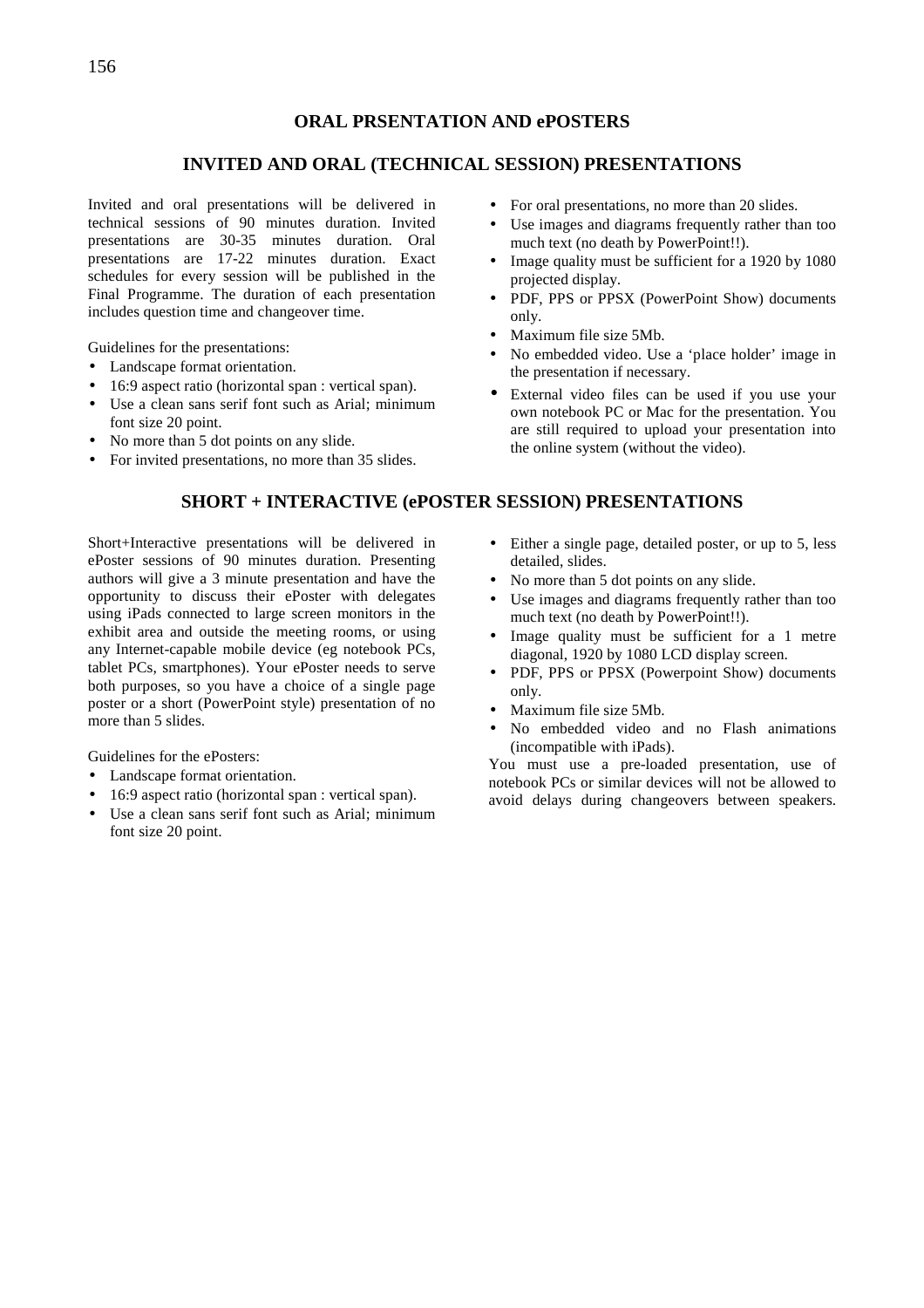# ORAL PRSENTATION AND ePOSTERS

## INVITED AND ORAL (TECHNICAL SESSION) PRESENTATIONS

Invited and oral presentations will be delivered in technical sessions of 90 minutes duration. Invited presentations are 30-35 minutes duration. Oral presentations are 17-22 minutes duration. Exact schedules for every session will be published in the Final Programme. The duration of each presentation includes question time and changeover time.

Guidelines for the presentations:

- Landscape format orientation.
- 16:9 aspect ratio (horizontal span : vertical span).
- Use a clean sans serif font such as Arial; minimum font size 20 point.
- No more than 5 dot points on any slide.
- For invited presentations, no more than 35 slides.
- For oral presentations, no more than 20 slides.
- Use images and diagrams frequently rather than too much text (no death by PowerPoint!!).
- Image quality must be sufficient for a 1920 by 1080 projected display.
- PDF, PPS or PPSX (PowerPoint Show) documents only.
- Maximum file size 5Mb.
- No embedded video. Use a 'place holder' image in the presentation if necessary.
- External video files can be used if you use your own notebook PC or Mac for the presentation. You are still required to upload your presentation into the online system (without the video).

## SHORT + INTERACTIVE (ePOSTER SESSION) PRESENTATIONS

Short+Interactive presentations will be delivered in ePoster sessions of 90 minutes duration. Presenting authors will give a 3 minute presentation and have the opportunity to discuss their ePoster with delegates using iPads connected to large screen monitors in the exhibit area and outside the meeting rooms, or using any Internet-capable mobile device (eg notebook PCs, tablet PCs, smartphones). Your ePoster needs to serve both purposes, so you have a choice of a single page poster or a short (PowerPoint style) presentation of no more than 5 slides.

Guidelines for the ePosters:

- Landscape format orientation.
- 16:9 aspect ratio (horizontal span : vertical span).
- Use a clean sans serif font such as Arial; minimum font size 20 point.
- Either a single page, detailed poster, or up to 5, less detailed, slides.
- No more than 5 dot points on any slide.
- Use images and diagrams frequently rather than too much text (no death by PowerPoint!!).
- Image quality must be sufficient for a 1 metre diagonal, 1920 by 1080 LCD display screen.
- PDF, PPS or PPSX (Powerpoint Show) documents only.
- Maximum file size 5Mb.
- No embedded video and no Flash animations (incompatible with iPads).

You must use a pre-loaded presentation, use of notebook PCs or similar devices will not be allowed to avoid delays during changeovers between speakers.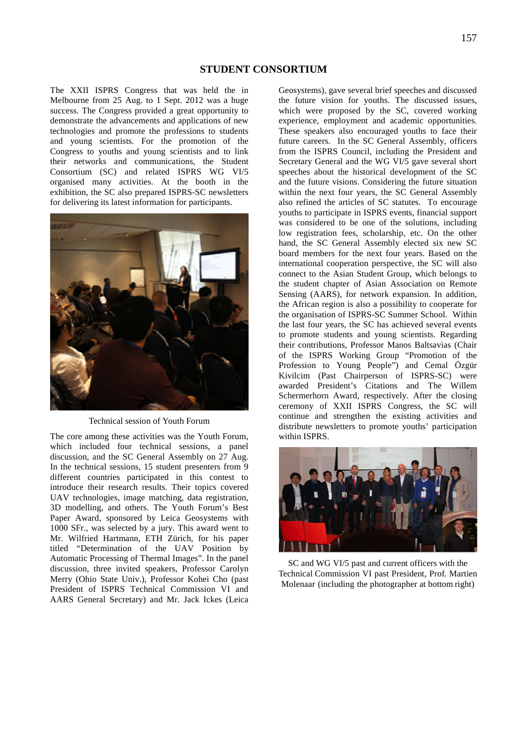## STUDENT CONSORTIUM

The XXII ISPRS Congress that was held the in Melbourne from 25 Aug. to 1 Sept. 2012 was a huge success. The Congress provided a great opportunity to demonstrate the advancements and applications of new technologies and promote the professions to students and young scientists. For the promotion of the Congress to youths and young scientists and to link their networks and communications, the Student Consortium (SC) and related ISPRS WG VI/5 organised many activities. At the booth in the exhibition, the SC also prepared ISPRS-SC newsletters for delivering its latest information for participants.

Technical session of Youth Forum

The core among these activities was the Youth Forum, which included four technical sessions, a panel discussion, and the SC General Assembly on 27 Aug. In the technical sessions, 15 student presenters from 9 different countries participated in this contest to introduce their research results. Their topics covered UAV technologies, image matching, data registration, 3D modelling, and others. The Youth Forum's Best Paper Award, sponsored by Leica Geosystems with 1000 SFr., was selected by a jury. This award went to Mr. Wilfried Hartmann, ETH Zürich, for his paper titled "Determination of the UAV Position by Automatic Processing of Thermal Images". In the panel discussion, three invited speakers, Professor Carolyn Merry (Ohio State Univ.), Professor Kohei Cho (past President of ISPRS Technical Commission VI and AARS General Secretary) and Mr. Jack Ickes (Leica Geosystems), gave several brief speeches and discussed the future vision for youths. The discussed issues, which were proposed by the SC, covered working experience, employment and academic opportunities. These speakers also encouraged youths to face their future careers. In the SC General Assembly, officers from the ISPRS Council, including the President and Secretary General and the WG VI/5 gave several short speeches about the historical development of the SC and the future visions. Considering the future situation within the next four years, the SC General Assembly also refined the articles of SC statutes. To encourage youths to participate in ISPRS events, financial support was considered to be one of the solutions, including low registration fees, scholarship, etc. On the other hand, the SC General Assembly elected six new SC board members for the next four years. Based on the international cooperation perspective, the SC will also connect to the Asian Student Group, which belongs to the student chapter of Asian Association on Remote Sensing (AARS), for network expansion. In addition, the African region is also a possibility to cooperate for the organisation of ISPRS-SC Summer School. Within the last four years, the SC has achieved several events to promote students and young scientists. Regarding their contributions, Professor Manos Baltsavias (Chair of the ISPRS Working Group "Promotion of the Profession to Young People") and Cemal Özgür Kivilcim (Past Chairperson of ISPRS-SC) were awarded President's Citations and The Willem Schermerhorn Award, respectively. After the closing ceremony of XXII ISPRS Congress, the SC will continue and strengthen the existing activities and distribute newsletters to promote youths' participation within ISPRS.

SC and WG VI/5 past and current officers with the Technical Commission VI past President, Prof. Martien Molenaar (including the photographer at bottom right)